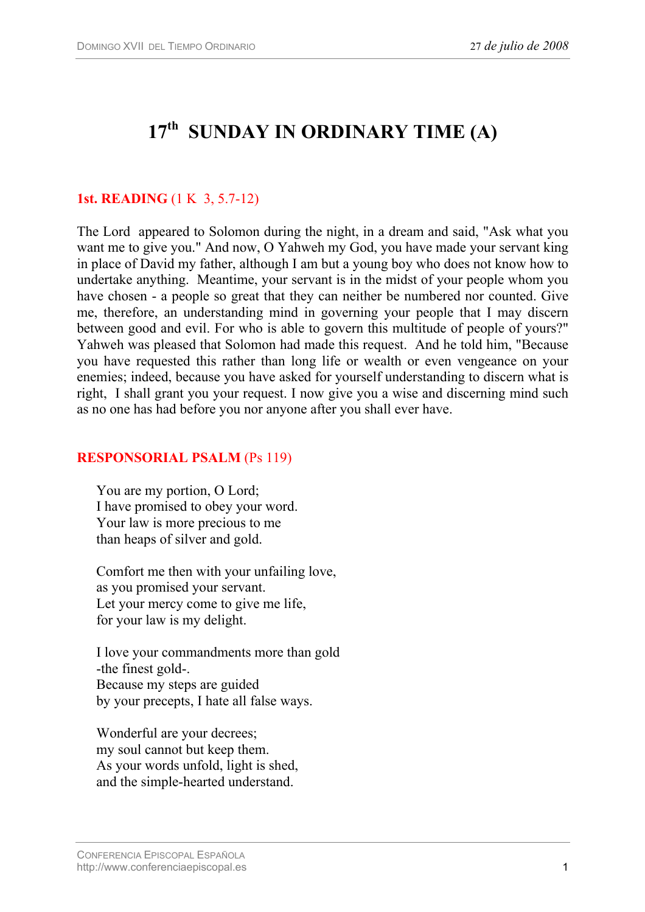# 17th SUNDAY IN ORDINARY TIME (A)

**1st. READING** (1 K 3, 5.7-12)

The Lord appeared to Solomon during the night, in a dream and said, "Ask what you want me to give you." And now, O Yahweh my God, you have made your servant king in place of David my father, although I am but a young boy who does not know how to undertake anything. Meantime, your servant is in the midst of your people whom you have chosen - a people so great that they can neither be numbered nor counted. Give me, therefore, an understanding mind in governing your people that I may discern between good and evil. For who is able to govern this multitude of people of yours?" Yahweh was pleased that Solomon had made this request. And he told him, "Because you have requested this rather than long life or wealth or even vengeance on your enemies; indeed, because you have asked for yourself understanding to discern what is right, I shall grant you your request. I now give you a wise and discerning mind such as no one has had before you nor anyone after you shall ever have.

**RESPONSORIAL PSALM** (Ps 119)

You are my portion, O Lord;
I have promised to obey your word.
Your law is more precious to me
than heaps of silver and gold.

Comfort me then with your unfailing love,
as you promised your servant.
Let your mercy come to give me life,
for your law is my delight.

I love your commandments more than gold
-the finest gold-.
Because my steps are guided
by your precepts, I hate all false ways.

Wonderful are your decrees;
my soul cannot but keep them.
As your words unfold, light is shed,
and the simple-hearted understand.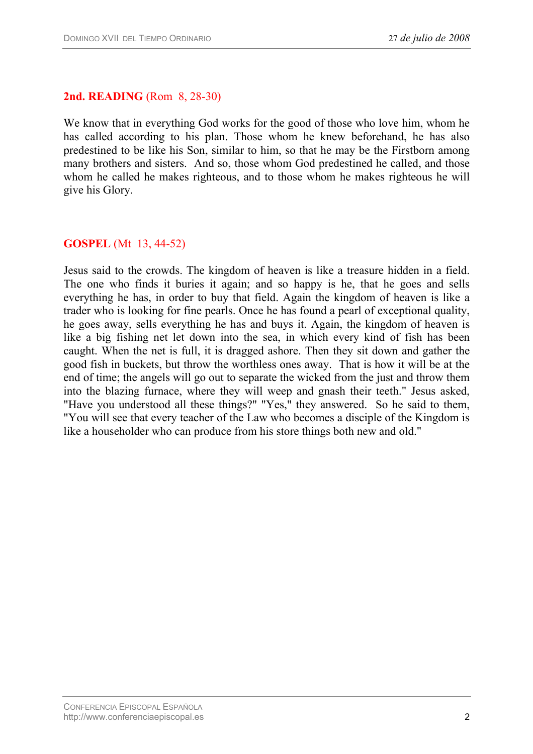## **2nd. READING** (Rom 8, 28-30)

We know that in everything God works for the good of those who love him, whom he has called according to his plan. Those whom he knew beforehand, he has also predestined to be like his Son, similar to him, so that he may be the Firstborn among many brothers and sisters. And so, those whom God predestined he called, and those whom he called he makes righteous, and to those whom he makes righteous he will give his Glory.

## **GOSPEL** (Mt 13, 44-52)

Jesus said to the crowds. The kingdom of heaven is like a treasure hidden in a field. The one who finds it buries it again; and so happy is he, that he goes and sells everything he has, in order to buy that field. Again the kingdom of heaven is like a trader who is looking for fine pearls. Once he has found a pearl of exceptional quality, he goes away, sells everything he has and buys it. Again, the kingdom of heaven is like a big fishing net let down into the sea, in which every kind of fish has been caught. When the net is full, it is dragged ashore. Then they sit down and gather the good fish in buckets, but throw the worthless ones away. That is how it will be at the end of time; the angels will go out to separate the wicked from the just and throw them into the blazing furnace, where they will weep and gnash their teeth." Jesus asked, "Have you understood all these things?" "Yes," they answered. So he said to them, "You will see that every teacher of the Law who becomes a disciple of the Kingdom is like a householder who can produce from his store things both new and old."